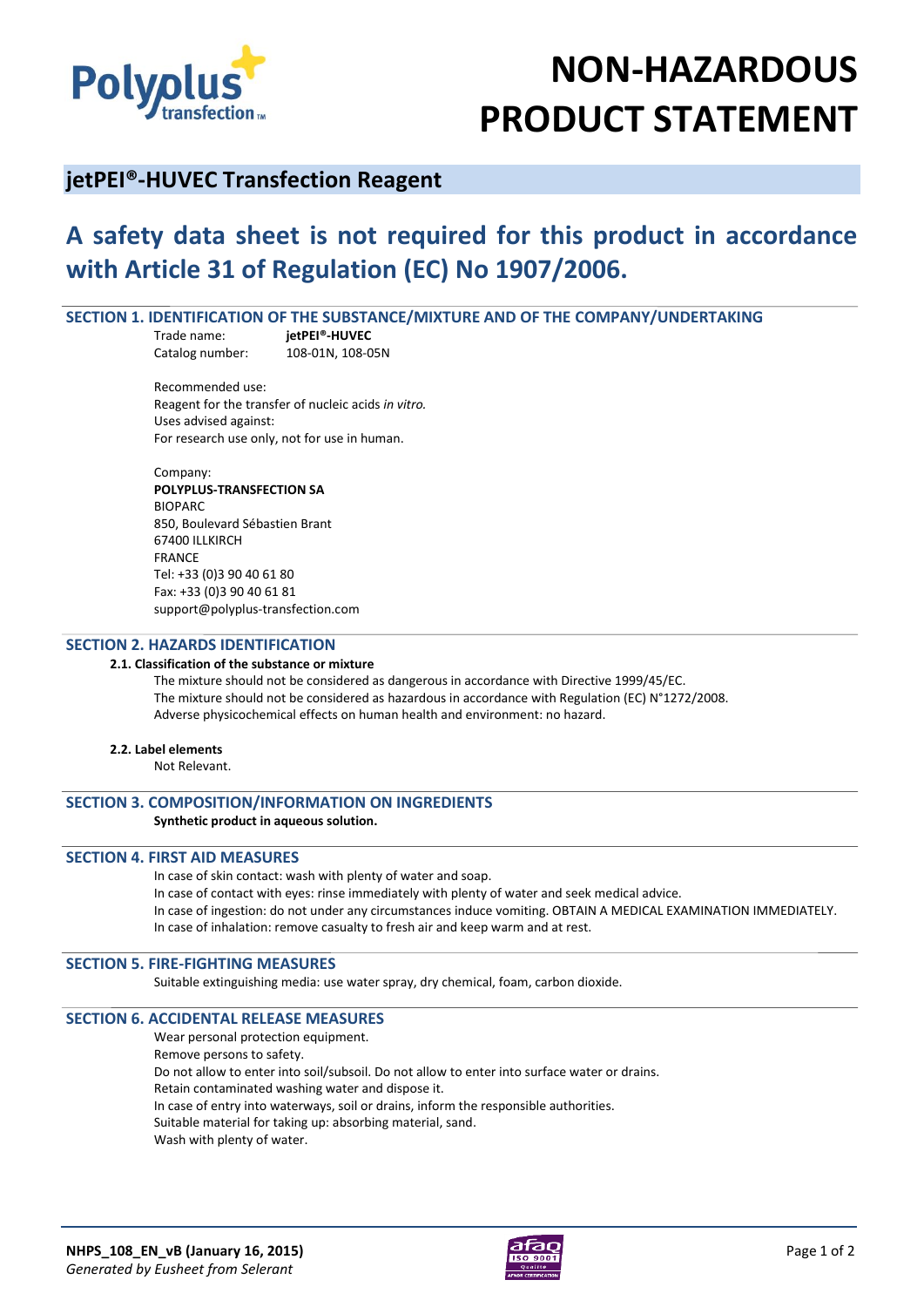# NON-HAZARDOUS PRODUCT STATEMENT

## jetPEI®-HUVEC Transfection Reagent

## A safety data sheet is not required for this product in accordance with Article 31 of Regulation (EC) No 1907/2006.

### SECTION 1. IDENTIFICATION OF THE SUBSTANCE/MIXTURE AND OF THE COMPANY/UNDERTAKING

Trade name: **jetPEI®-HUVEC**
Catalog number: 108-01N, 108-05N

Recommended use:
Reagent for the transfer of nucleic acids *in vitro.*
Uses advised against:
For research use only, not for use in human.

Company:
**POLYPLUS-TRANSFECTION SA**
BIOPARC
850, Boulevard Sébastien Brant
67400 ILLKIRCH
FRANCE
Tel: +33 (0)3 90 40 61 80
Fax: +33 (0)3 90 40 61 81
support@polyplus-transfection.com

### SECTION 2. HAZARDS IDENTIFICATION

**2.1. Classification of the substance or mixture**

The mixture should not be considered as dangerous in accordance with Directive 1999/45/EC.
The mixture should not be considered as hazardous in accordance with Regulation (EC) N°1272/2008.
Adverse physicochemical effects on human health and environment: no hazard.

**2.2. Label elements**

Not Relevant.

### SECTION 3. COMPOSITION/INFORMATION ON INGREDIENTS

**Synthetic product in aqueous solution.**

### SECTION 4. FIRST AID MEASURES

In case of skin contact: wash with plenty of water and soap.
In case of contact with eyes: rinse immediately with plenty of water and seek medical advice.
In case of ingestion: do not under any circumstances induce vomiting. OBTAIN A MEDICAL EXAMINATION IMMEDIATELY.
In case of inhalation: remove casualty to fresh air and keep warm and at rest.

### SECTION 5. FIRE-FIGHTING MEASURES

Suitable extinguishing media: use water spray, dry chemical, foam, carbon dioxide.

### SECTION 6. ACCIDENTAL RELEASE MEASURES

Wear personal protection equipment.
Remove persons to safety.
Do not allow to enter into soil/subsoil. Do not allow to enter into surface water or drains.
Retain contaminated washing water and dispose it.
In case of entry into waterways, soil or drains, inform the responsible authorities.
Suitable material for taking up: absorbing material, sand.
Wash with plenty of water.

**NHPS_108_EN_vB (January 16, 2015)**
*Generated by Eusheet from Selerant*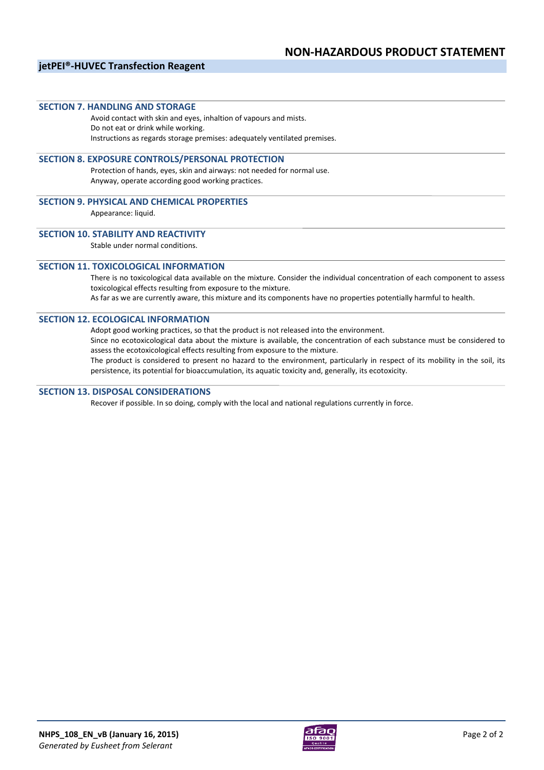## SECTION 7. HANDLING AND STORAGE

Avoid contact with skin and eyes, inhaltion of vapours and mists.
Do not eat or drink while working.
Instructions as regards storage premises: adequately ventilated premises.

## SECTION 8. EXPOSURE CONTROLS/PERSONAL PROTECTION

Protection of hands, eyes, skin and airways: not needed for normal use.
Anyway, operate according good working practices.

## SECTION 9. PHYSICAL AND CHEMICAL PROPERTIES

Appearance: liquid.

## SECTION 10. STABILITY AND REACTIVITY

Stable under normal conditions.

## SECTION 11. TOXICOLOGICAL INFORMATION

There is no toxicological data available on the mixture. Consider the individual concentration of each component to assess toxicological effects resulting from exposure to the mixture.
As far as we are currently aware, this mixture and its components have no properties potentially harmful to health.

## SECTION 12. ECOLOGICAL INFORMATION

Adopt good working practices, so that the product is not released into the environment.
Since no ecotoxicological data about the mixture is available, the concentration of each substance must be considered to assess the ecotoxicological effects resulting from exposure to the mixture.
The product is considered to present no hazard to the environment, particularly in respect of its mobility in the soil, its persistence, its potential for bioaccumulation, its aquatic toxicity and, generally, its ecotoxicity.

## SECTION 13. DISPOSAL CONSIDERATIONS

Recover if possible. In so doing, comply with the local and national regulations currently in force.

**NHPS_108_EN_vB (January 16, 2015)**
*Generated by Eusheet from Selerant*